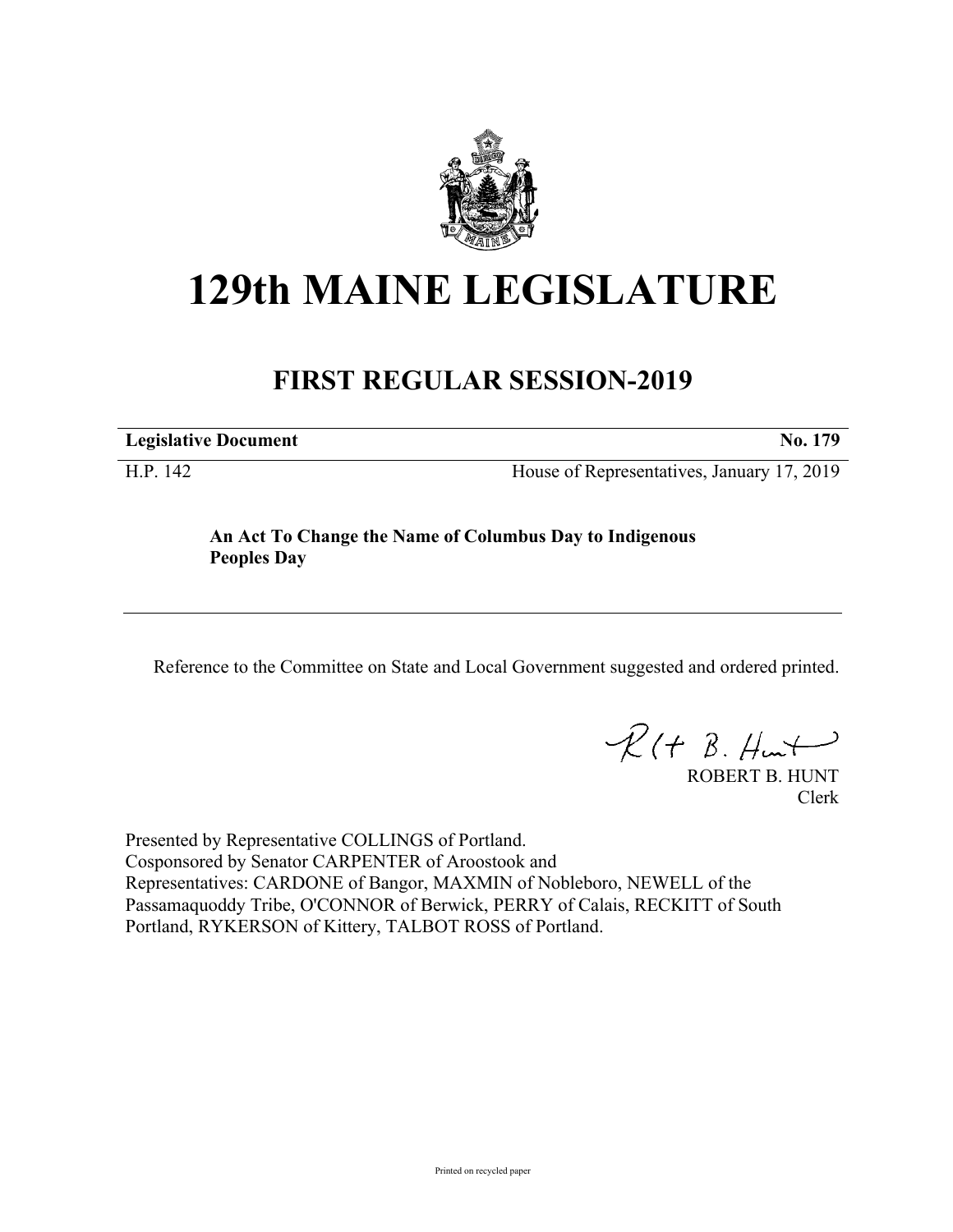# 129th MAINE LEGISLATURE

## FIRST REGULAR SESSION-2019

**Legislative Document** **No. 179**

H.P. 142 House of Representatives, January 17, 2019

**An Act To Change the Name of Columbus Day to Indigenous Peoples Day**

---

Reference to the Committee on State and Local Government suggested and ordered printed.

ROBERT B. HUNT
Clerk

Presented by Representative COLLINGS of Portland.
Cosponsored by Senator CARPENTER of Aroostook and
Representatives: CARDONE of Bangor, MAXMIN of Nobleboro, NEWELL of the Passamaquoddy Tribe, O'CONNOR of Berwick, PERRY of Calais, RECKITT of South Portland, RYKERSON of Kittery, TALBOT ROSS of Portland.

Printed on recycled paper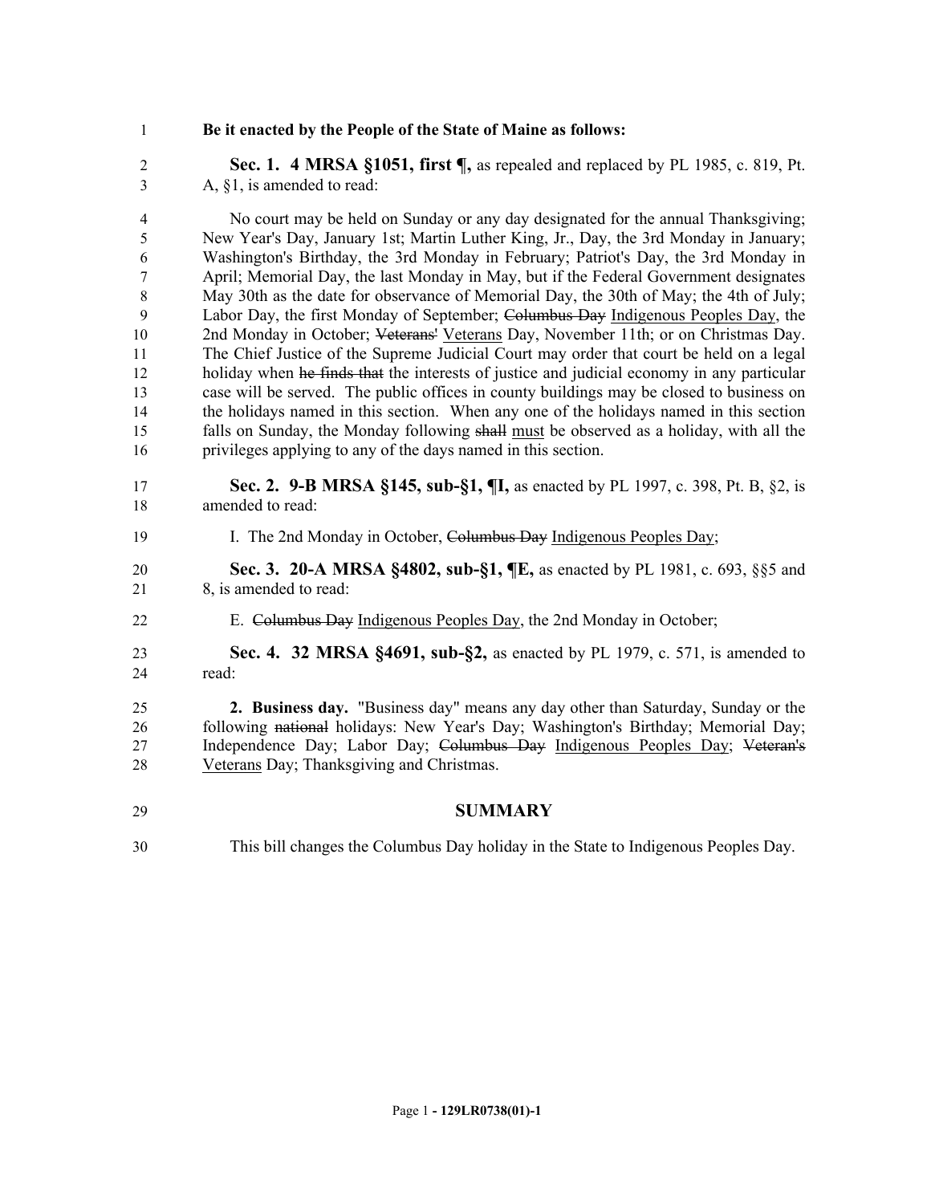**Be it enacted by the People of the State of Maine as follows:**

**Sec. 1. 4 MRSA §1051, first ¶,** as repealed and replaced by PL 1985, c. 819, Pt. A, §1, is amended to read:

No court may be held on Sunday or any day designated for the annual Thanksgiving; New Year's Day, January 1st; Martin Luther King, Jr., Day, the 3rd Monday in January; Washington's Birthday, the 3rd Monday in February; Patriot's Day, the 3rd Monday in April; Memorial Day, the last Monday in May, but if the Federal Government designates May 30th as the date for observance of Memorial Day, the 30th of May; the 4th of July; Labor Day, the first Monday of September; ~~Columbus Day~~ <u>Indigenous Peoples Day</u>, the 2nd Monday in October; ~~Veterans'~~ <u>Veterans</u> Day, November 11th; or on Christmas Day. The Chief Justice of the Supreme Judicial Court may order that court be held on a legal holiday when ~~he finds that~~ the interests of justice and judicial economy in any particular case will be served. The public offices in county buildings may be closed to business on the holidays named in this section. When any one of the holidays named in this section falls on Sunday, the Monday following ~~shall~~ <u>must</u> be observed as a holiday, with all the privileges applying to any of the days named in this section.

**Sec. 2. 9-B MRSA §145, sub-§1, ¶I,** as enacted by PL 1997, c. 398, Pt. B, §2, is amended to read:

I. The 2nd Monday in October, ~~Columbus Day~~ <u>Indigenous Peoples Day</u>;

**Sec. 3. 20-A MRSA §4802, sub-§1, ¶E,** as enacted by PL 1981, c. 693, §§5 and 8, is amended to read:

E. ~~Columbus Day~~ <u>Indigenous Peoples Day</u>, the 2nd Monday in October;

**Sec. 4. 32 MRSA §4691, sub-§2,** as enacted by PL 1979, c. 571, is amended to read:

**2. Business day.** "Business day" means any day other than Saturday, Sunday or the following ~~national~~ holidays: New Year's Day; Washington's Birthday; Memorial Day; Independence Day; Labor Day; ~~Columbus Day~~ <u>Indigenous Peoples Day</u>; ~~Veteran's~~ <u>Veterans</u> Day; Thanksgiving and Christmas.

## SUMMARY

This bill changes the Columbus Day holiday in the State to Indigenous Peoples Day.